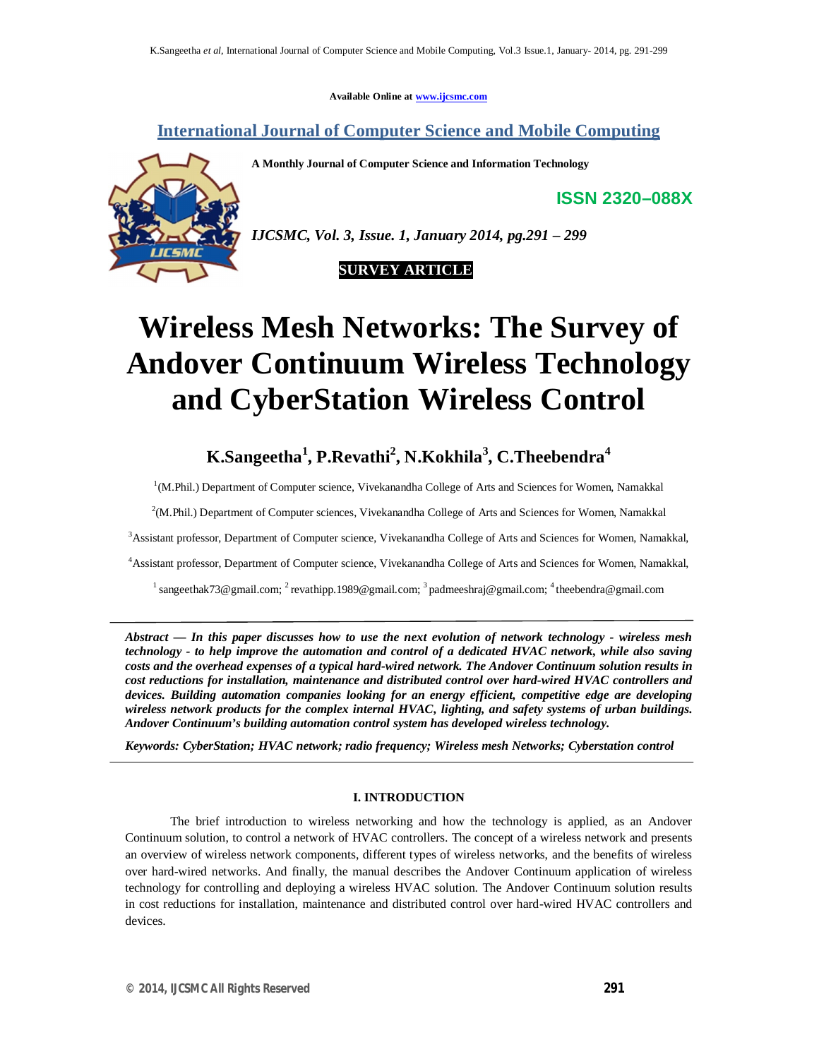Available Online at www.ijcsmc.com

# International Journal of Computer Science and Mobile Computing

**A Monthly Journal of Computer Science and Information Technology**

**ISSN 2320–088X**

*IJCSMC, Vol. 3, Issue. 1, January 2014, pg.291 – 299*

**SURVEY ARTICLE**

# Wireless Mesh Networks: The Survey of Andover Continuum Wireless Technology and CyberStation Wireless Control

**K.Sangeetha[1], P.Revathi[2], N.Kokhila[3], C.Theebendra[4]**

[1](M.Phil.) Department of Computer science, Vivekanandha College of Arts and Sciences for Women, Namakkal

[2](M.Phil.) Department of Computer sciences, Vivekanandha College of Arts and Sciences for Women, Namakkal

[3]Assistant professor, Department of Computer science, Vivekanandha College of Arts and Sciences for Women, Namakkal,

[4]Assistant professor, Department of Computer science, Vivekanandha College of Arts and Sciences for Women, Namakkal,

[1] sangeethak73@gmail.com; [2] revathipp.1989@gmail.com; [3] padmeeshraj@gmail.com; [4] theebendra@gmail.com

***Abstract — In this paper discusses how to use the next evolution of network technology - wireless mesh technology - to help improve the automation and control of a dedicated HVAC network, while also saving costs and the overhead expenses of a typical hard-wired network. The Andover Continuum solution results in cost reductions for installation, maintenance and distributed control over hard-wired HVAC controllers and devices. Building automation companies looking for an energy efficient, competitive edge are developing wireless network products for the complex internal HVAC, lighting, and safety systems of urban buildings. Andover Continuum's building automation control system has developed wireless technology.***

***Keywords: CyberStation; HVAC network; radio frequency; Wireless mesh Networks; Cyberstation control***

## I. INTRODUCTION

The brief introduction to wireless networking and how the technology is applied, as an Andover Continuum solution, to control a network of HVAC controllers. The concept of a wireless network and presents an overview of wireless network components, different types of wireless networks, and the benefits of wireless over hard-wired networks. And finally, the manual describes the Andover Continuum application of wireless technology for controlling and deploying a wireless HVAC solution. The Andover Continuum solution results in cost reductions for installation, maintenance and distributed control over hard-wired HVAC controllers and devices.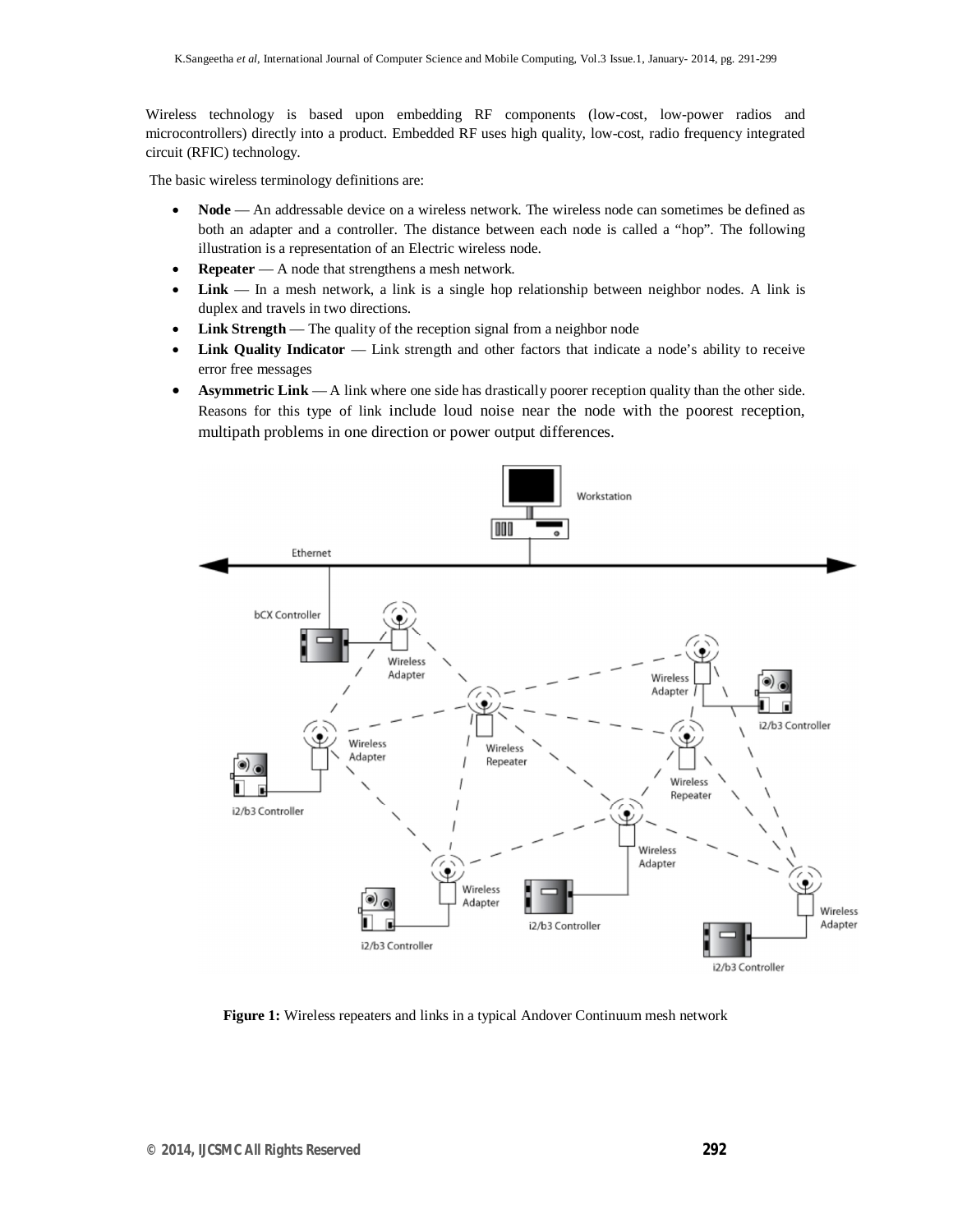Wireless technology is based upon embedding RF components (low-cost, low-power radios and microcontrollers) directly into a product. Embedded RF uses high quality, low-cost, radio frequency integrated circuit (RFIC) technology.

The basic wireless terminology definitions are:

- **Node** — An addressable device on a wireless network. The wireless node can sometimes be defined as both an adapter and a controller. The distance between each node is called a "hop". The following illustration is a representation of an Electric wireless node.
- **Repeater** — A node that strengthens a mesh network.
- **Link** — In a mesh network, a link is a single hop relationship between neighbor nodes. A link is duplex and travels in two directions.
- **Link Strength** — The quality of the reception signal from a neighbor node
- **Link Quality Indicator** — Link strength and other factors that indicate a node's ability to receive error free messages
- **Asymmetric Link** — A link where one side has drastically poorer reception quality than the other side. Reasons for this type of link include loud noise near the node with the poorest reception, multipath problems in one direction or power output differences.

**Figure 1:** Wireless repeaters and links in a typical Andover Continuum mesh network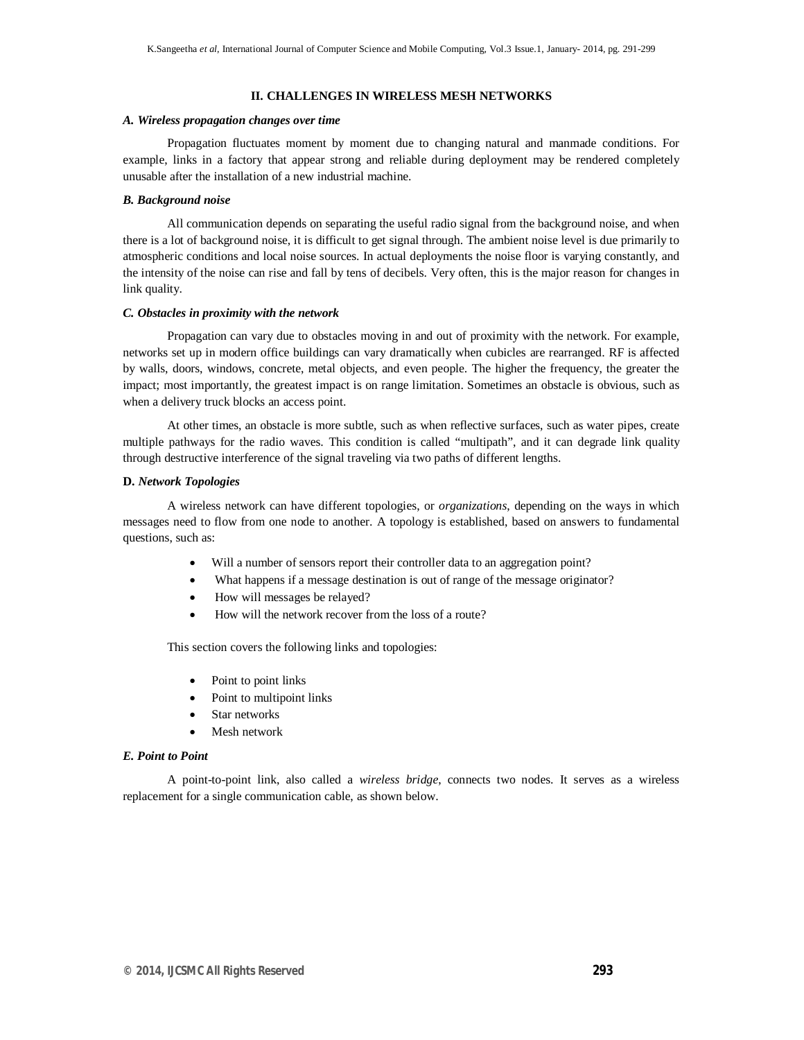## II. CHALLENGES IN WIRELESS MESH NETWORKS

### *A. Wireless propagation changes over time*

Propagation fluctuates moment by moment due to changing natural and manmade conditions. For example, links in a factory that appear strong and reliable during deployment may be rendered completely unusable after the installation of a new industrial machine.

### *B. Background noise*

All communication depends on separating the useful radio signal from the background noise, and when there is a lot of background noise, it is difficult to get signal through. The ambient noise level is due primarily to atmospheric conditions and local noise sources. In actual deployments the noise floor is varying constantly, and the intensity of the noise can rise and fall by tens of decibels. Very often, this is the major reason for changes in link quality.

### *C. Obstacles in proximity with the network*

Propagation can vary due to obstacles moving in and out of proximity with the network. For example, networks set up in modern office buildings can vary dramatically when cubicles are rearranged. RF is affected by walls, doors, windows, concrete, metal objects, and even people. The higher the frequency, the greater the impact; most importantly, the greatest impact is on range limitation. Sometimes an obstacle is obvious, such as when a delivery truck blocks an access point.

At other times, an obstacle is more subtle, such as when reflective surfaces, such as water pipes, create multiple pathways for the radio waves. This condition is called "multipath", and it can degrade link quality through destructive interference of the signal traveling via two paths of different lengths.

### **D.** *Network Topologies*

A wireless network can have different topologies, or *organizations*, depending on the ways in which messages need to flow from one node to another. A topology is established, based on answers to fundamental questions, such as:

- Will a number of sensors report their controller data to an aggregation point?
- What happens if a message destination is out of range of the message originator?
- How will messages be relayed?
- How will the network recover from the loss of a route?

This section covers the following links and topologies:

- Point to point links
- Point to multipoint links
- Star networks
- Mesh network

### *E. Point to Point*

A point-to-point link, also called a *wireless bridge*, connects two nodes. It serves as a wireless replacement for a single communication cable, as shown below.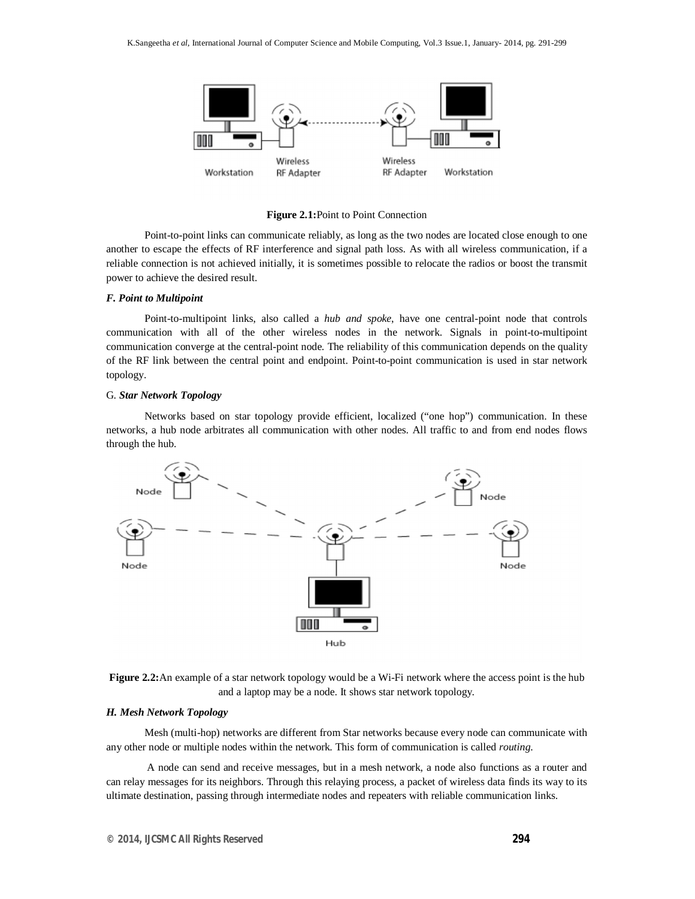**Figure 2.1:**Point to Point Connection

Point-to-point links can communicate reliably, as long as the two nodes are located close enough to one another to escape the effects of RF interference and signal path loss. As with all wireless communication, if a reliable connection is not achieved initially, it is sometimes possible to relocate the radios or boost the transmit power to achieve the desired result.

### *F. Point to Multipoint*

Point-to-multipoint links, also called a *hub and spoke*, have one central-point node that controls communication with all of the other wireless nodes in the network. Signals in point-to-multipoint communication converge at the central-point node. The reliability of this communication depends on the quality of the RF link between the central point and endpoint. Point-to-point communication is used in star network topology.

### G. *Star Network Topology*

Networks based on star topology provide efficient, localized ("one hop") communication. In these networks, a hub node arbitrates all communication with other nodes. All traffic to and from end nodes flows through the hub.

**Figure 2.2:**An example of a star network topology would be a Wi-Fi network where the access point is the hub and a laptop may be a node. It shows star network topology.

### *H. Mesh Network Topology*

Mesh (multi-hop) networks are different from Star networks because every node can communicate with any other node or multiple nodes within the network. This form of communication is called *routing.*

A node can send and receive messages, but in a mesh network, a node also functions as a router and can relay messages for its neighbors. Through this relaying process, a packet of wireless data finds its way to its ultimate destination, passing through intermediate nodes and repeaters with reliable communication links.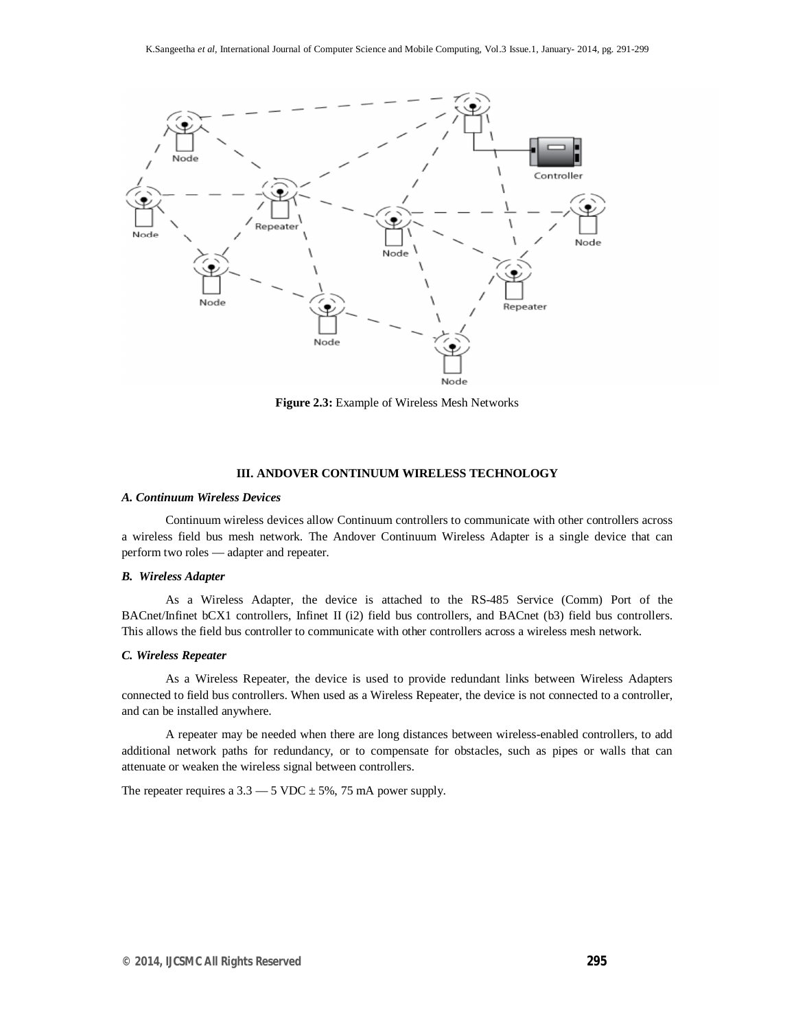**Figure 2.3:** Example of Wireless Mesh Networks

## III. ANDOVER CONTINUUM WIRELESS TECHNOLOGY

### *A. Continuum Wireless Devices*

Continuum wireless devices allow Continuum controllers to communicate with other controllers across a wireless field bus mesh network. The Andover Continuum Wireless Adapter is a single device that can perform two roles — adapter and repeater.

### *B. Wireless Adapter*

As a Wireless Adapter, the device is attached to the RS-485 Service (Comm) Port of the BACnet/Infinet bCX1 controllers, Infinet II (i2) field bus controllers, and BACnet (b3) field bus controllers. This allows the field bus controller to communicate with other controllers across a wireless mesh network.

### *C. Wireless Repeater*

As a Wireless Repeater, the device is used to provide redundant links between Wireless Adapters connected to field bus controllers. When used as a Wireless Repeater, the device is not connected to a controller, and can be installed anywhere.

A repeater may be needed when there are long distances between wireless-enabled controllers, to add additional network paths for redundancy, or to compensate for obstacles, such as pipes or walls that can attenuate or weaken the wireless signal between controllers.

The repeater requires a 3.3 — 5 VDC ± 5%, 75 mA power supply.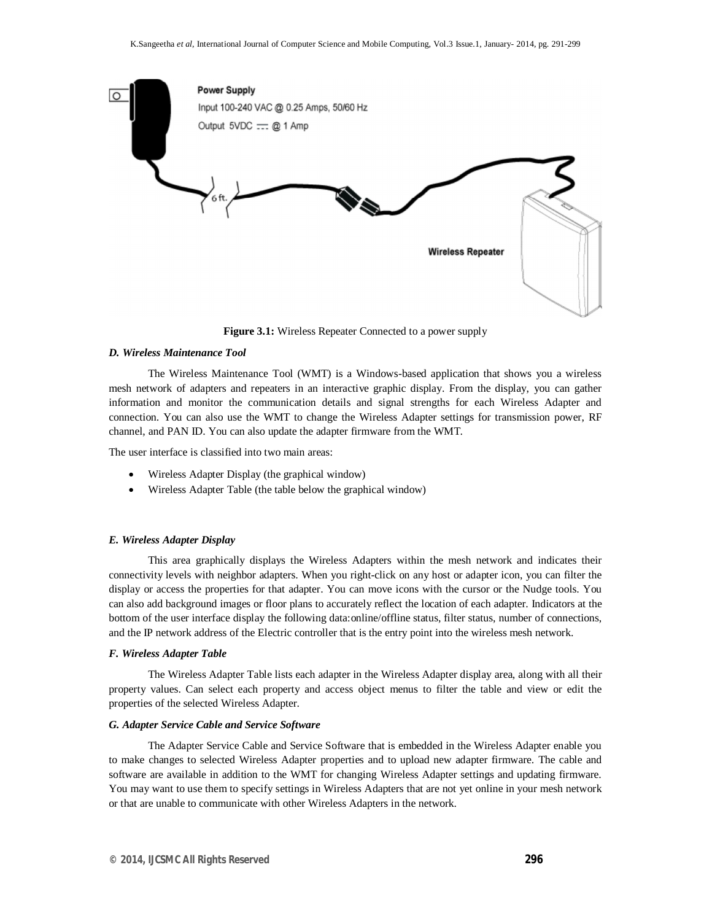**Figure 3.1:** Wireless Repeater Connected to a power supply

### *D. Wireless Maintenance Tool*

The Wireless Maintenance Tool (WMT) is a Windows-based application that shows you a wireless mesh network of adapters and repeaters in an interactive graphic display. From the display, you can gather information and monitor the communication details and signal strengths for each Wireless Adapter and connection. You can also use the WMT to change the Wireless Adapter settings for transmission power, RF channel, and PAN ID. You can also update the adapter firmware from the WMT.

The user interface is classified into two main areas:

- Wireless Adapter Display (the graphical window)
- Wireless Adapter Table (the table below the graphical window)

### *E. Wireless Adapter Display*

This area graphically displays the Wireless Adapters within the mesh network and indicates their connectivity levels with neighbor adapters. When you right-click on any host or adapter icon, you can filter the display or access the properties for that adapter. You can move icons with the cursor or the Nudge tools. You can also add background images or floor plans to accurately reflect the location of each adapter. Indicators at the bottom of the user interface display the following data:online/offline status, filter status, number of connections, and the IP network address of the Electric controller that is the entry point into the wireless mesh network.

### *F. Wireless Adapter Table*

The Wireless Adapter Table lists each adapter in the Wireless Adapter display area, along with all their property values. Can select each property and access object menus to filter the table and view or edit the properties of the selected Wireless Adapter.

### *G. Adapter Service Cable and Service Software*

The Adapter Service Cable and Service Software that is embedded in the Wireless Adapter enable you to make changes to selected Wireless Adapter properties and to upload new adapter firmware. The cable and software are available in addition to the WMT for changing Wireless Adapter settings and updating firmware. You may want to use them to specify settings in Wireless Adapters that are not yet online in your mesh network or that are unable to communicate with other Wireless Adapters in the network.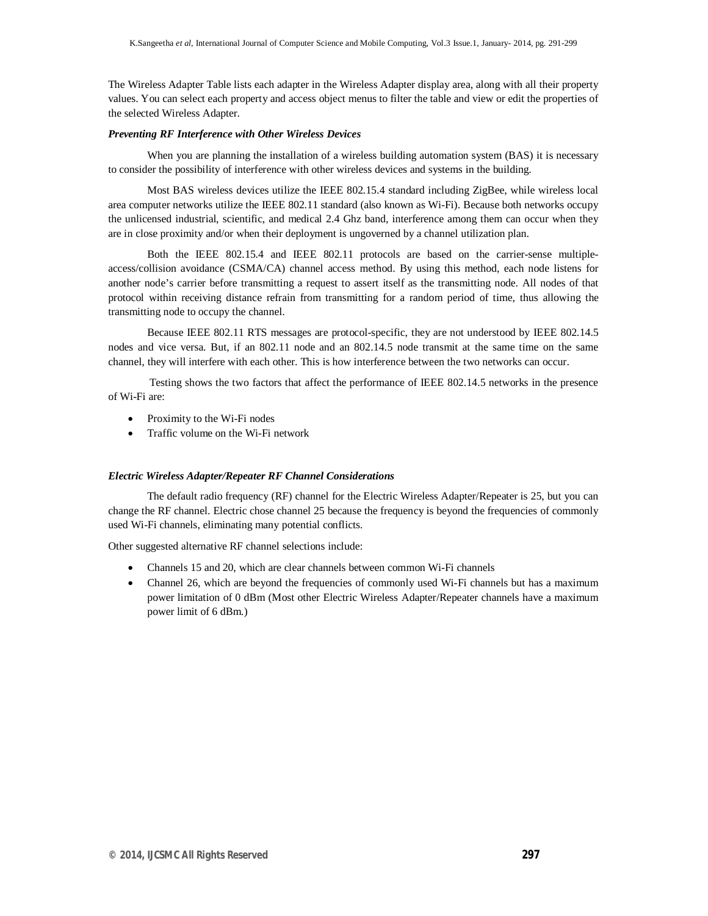The Wireless Adapter Table lists each adapter in the Wireless Adapter display area, along with all their property values. You can select each property and access object menus to filter the table and view or edit the properties of the selected Wireless Adapter.

***Preventing RF Interference with Other Wireless Devices***

When you are planning the installation of a wireless building automation system (BAS) it is necessary to consider the possibility of interference with other wireless devices and systems in the building.

Most BAS wireless devices utilize the IEEE 802.15.4 standard including ZigBee, while wireless local area computer networks utilize the IEEE 802.11 standard (also known as Wi-Fi). Because both networks occupy the unlicensed industrial, scientific, and medical 2.4 Ghz band, interference among them can occur when they are in close proximity and/or when their deployment is ungoverned by a channel utilization plan.

Both the IEEE 802.15.4 and IEEE 802.11 protocols are based on the carrier-sense multiple-access/collision avoidance (CSMA/CA) channel access method. By using this method, each node listens for another node's carrier before transmitting a request to assert itself as the transmitting node. All nodes of that protocol within receiving distance refrain from transmitting for a random period of time, thus allowing the transmitting node to occupy the channel.

Because IEEE 802.11 RTS messages are protocol-specific, they are not understood by IEEE 802.14.5 nodes and vice versa. But, if an 802.11 node and an 802.14.5 node transmit at the same time on the same channel, they will interfere with each other. This is how interference between the two networks can occur.

Testing shows the two factors that affect the performance of IEEE 802.14.5 networks in the presence of Wi-Fi are:

- Proximity to the Wi-Fi nodes
- Traffic volume on the Wi-Fi network

***Electric Wireless Adapter/Repeater RF Channel Considerations***

The default radio frequency (RF) channel for the Electric Wireless Adapter/Repeater is 25, but you can change the RF channel. Electric chose channel 25 because the frequency is beyond the frequencies of commonly used Wi-Fi channels, eliminating many potential conflicts.

Other suggested alternative RF channel selections include:

- Channels 15 and 20, which are clear channels between common Wi-Fi channels
- Channel 26, which are beyond the frequencies of commonly used Wi-Fi channels but has a maximum power limitation of 0 dBm (Most other Electric Wireless Adapter/Repeater channels have a maximum power limit of 6 dBm.)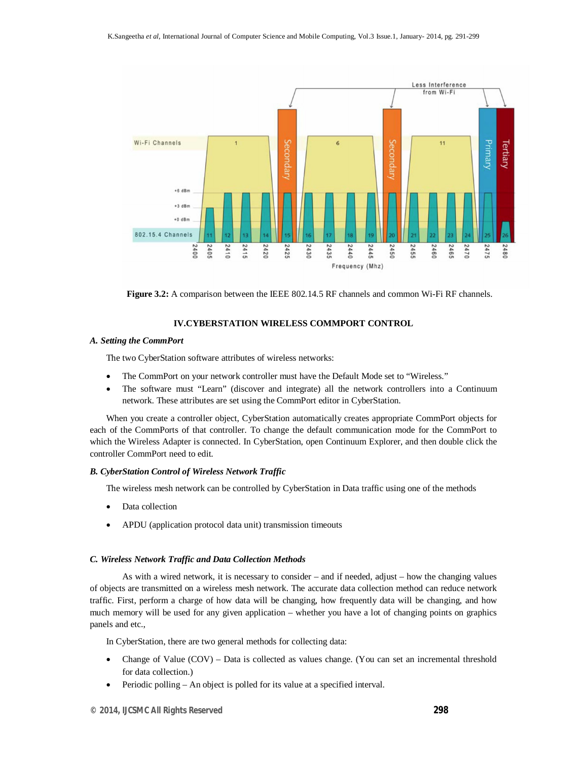**Figure 3.2:** A comparison between the IEEE 802.14.5 RF channels and common Wi-Fi RF channels.

## IV.CYBERSTATION WIRELESS COMMPORT CONTROL

### *A. Setting the CommPort*

The two CyberStation software attributes of wireless networks:

- The CommPort on your network controller must have the Default Mode set to "Wireless."
- The software must "Learn" (discover and integrate) all the network controllers into a Continuum network. These attributes are set using the CommPort editor in CyberStation.

When you create a controller object, CyberStation automatically creates appropriate CommPort objects for each of the CommPorts of that controller. To change the default communication mode for the CommPort to which the Wireless Adapter is connected. In CyberStation, open Continuum Explorer, and then double click the controller CommPort need to edit.

### *B. CyberStation Control of Wireless Network Traffic*

The wireless mesh network can be controlled by CyberStation in Data traffic using one of the methods

- Data collection
- APDU (application protocol data unit) transmission timeouts

### *C. Wireless Network Traffic and Data Collection Methods*

As with a wired network, it is necessary to consider – and if needed, adjust – how the changing values of objects are transmitted on a wireless mesh network. The accurate data collection method can reduce network traffic. First, perform a charge of how data will be changing, how frequently data will be changing, and how much memory will be used for any given application – whether you have a lot of changing points on graphics panels and etc.,

In CyberStation, there are two general methods for collecting data:

- Change of Value (COV) – Data is collected as values change. (You can set an incremental threshold for data collection.)
- Periodic polling – An object is polled for its value at a specified interval.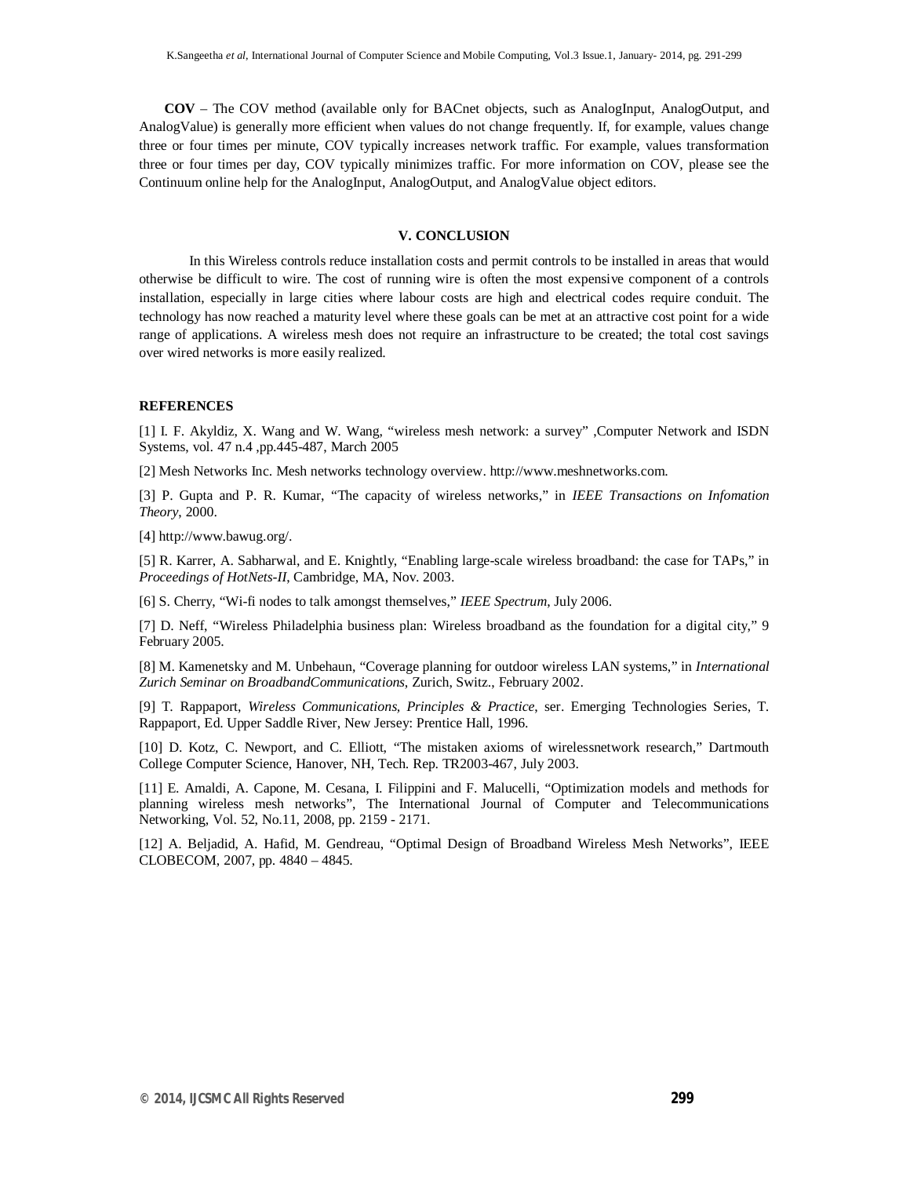**COV** – The COV method (available only for BACnet objects, such as AnalogInput, AnalogOutput, and AnalogValue) is generally more efficient when values do not change frequently. If, for example, values change three or four times per minute, COV typically increases network traffic. For example, values transformation three or four times per day, COV typically minimizes traffic. For more information on COV, please see the Continuum online help for the AnalogInput, AnalogOutput, and AnalogValue object editors.

## V. CONCLUSION

In this Wireless controls reduce installation costs and permit controls to be installed in areas that would otherwise be difficult to wire. The cost of running wire is often the most expensive component of a controls installation, especially in large cities where labour costs are high and electrical codes require conduit. The technology has now reached a maturity level where these goals can be met at an attractive cost point for a wide range of applications. A wireless mesh does not require an infrastructure to be created; the total cost savings over wired networks is more easily realized.

## REFERENCES

[1] I. F. Akyldiz, X. Wang and W. Wang, "wireless mesh network: a survey" ,Computer Network and ISDN Systems, vol. 47 n.4 ,pp.445-487, March 2005

[2] Mesh Networks Inc. Mesh networks technology overview. http://www.meshnetworks.com.

[3] P. Gupta and P. R. Kumar, "The capacity of wireless networks," in *IEEE Transactions on Infomation Theory*, 2000.

[4] http://www.bawug.org/.

[5] R. Karrer, A. Sabharwal, and E. Knightly, "Enabling large-scale wireless broadband: the case for TAPs," in *Proceedings of HotNets-II*, Cambridge, MA, Nov. 2003.

[6] S. Cherry, "Wi-fi nodes to talk amongst themselves," *IEEE Spectrum*, July 2006.

[7] D. Neff, "Wireless Philadelphia business plan: Wireless broadband as the foundation for a digital city," 9 February 2005.

[8] M. Kamenetsky and M. Unbehaun, "Coverage planning for outdoor wireless LAN systems," in *International Zurich Seminar on BroadbandCommunications*, Zurich, Switz., February 2002.

[9] T. Rappaport, *Wireless Communications, Principles & Practice*, ser. Emerging Technologies Series, T. Rappaport, Ed. Upper Saddle River, New Jersey: Prentice Hall, 1996.

[10] D. Kotz, C. Newport, and C. Elliott, "The mistaken axioms of wirelessnetwork research," Dartmouth College Computer Science, Hanover, NH, Tech. Rep. TR2003-467, July 2003.

[11] E. Amaldi, A. Capone, M. Cesana, I. Filippini and F. Malucelli, "Optimization models and methods for planning wireless mesh networks", The International Journal of Computer and Telecommunications Networking, Vol. 52, No.11, 2008, pp. 2159 - 2171.

[12] A. Beljadid, A. Hafid, M. Gendreau, "Optimal Design of Broadband Wireless Mesh Networks", IEEE CLOBECOM, 2007, pp. 4840 – 4845.